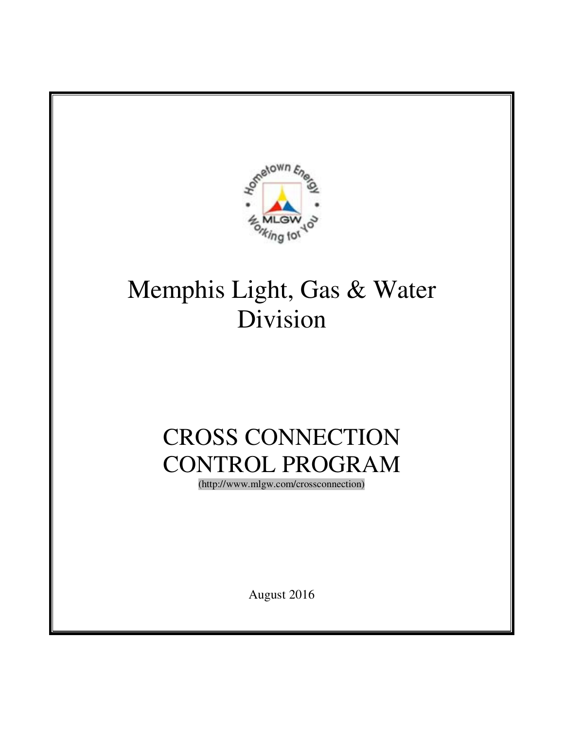# Memphis Light, Gas & Water Division

# CROSS CONNECTION CONTROL PROGRAM

(http://www.mlgw.com/crossconnection)

August 2016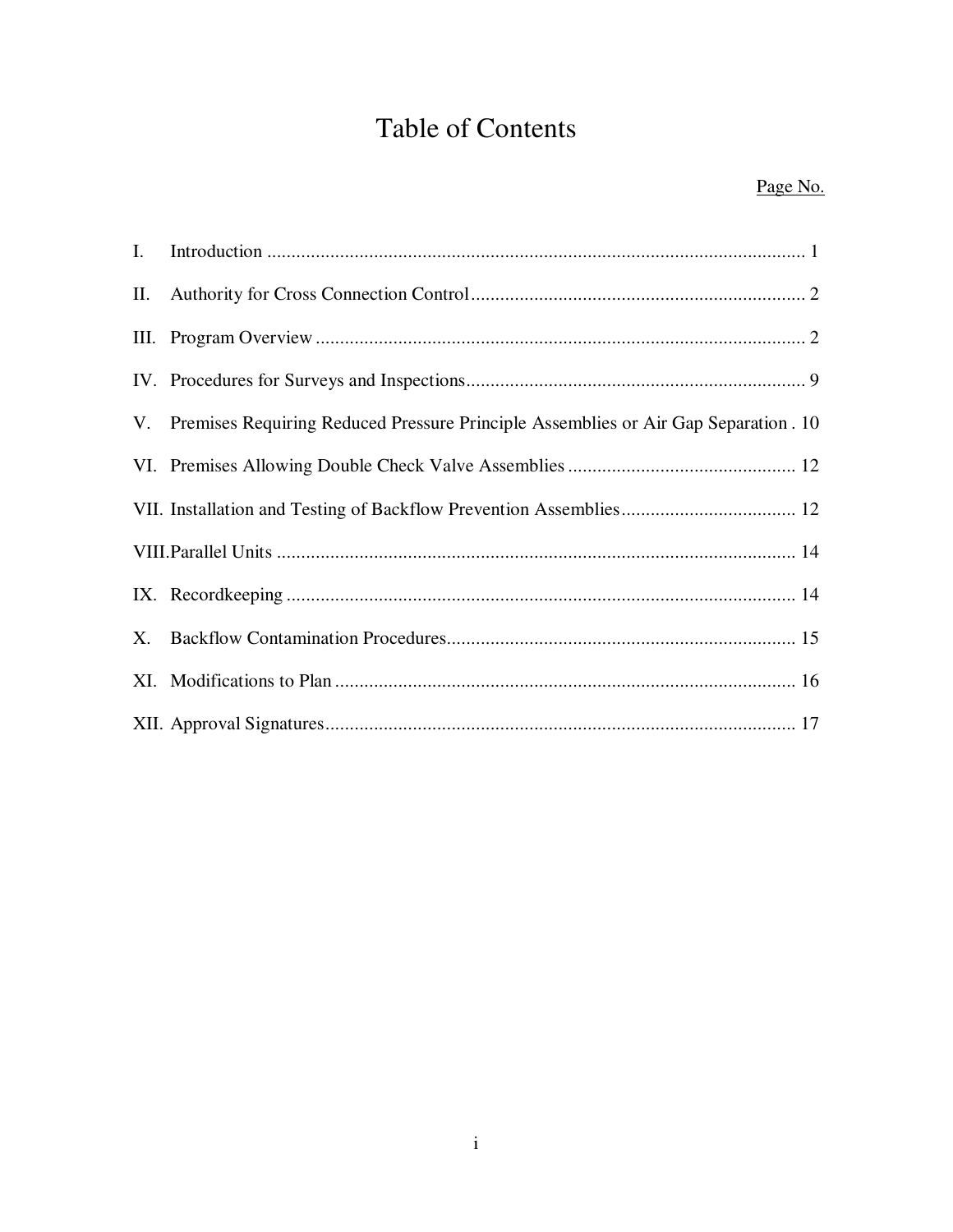# Table of Contents

| | | Page No. |
|---|---|---|
| I. | Introduction | 1 |
| II. | Authority for Cross Connection Control | 2 |
| III. | Program Overview | 2 |
| IV. | Procedures for Surveys and Inspections | 9 |
| V. | Premises Requiring Reduced Pressure Principle Assemblies or Air Gap Separation | 10 |
| VI. | Premises Allowing Double Check Valve Assemblies | 12 |
| VII. | Installation and Testing of Backflow Prevention Assemblies | 12 |
| VIII. | Parallel Units | 14 |
| IX. | Recordkeeping | 14 |
| X. | Backflow Contamination Procedures | 15 |
| XI. | Modifications to Plan | 16 |
| XII. | Approval Signatures | 17 |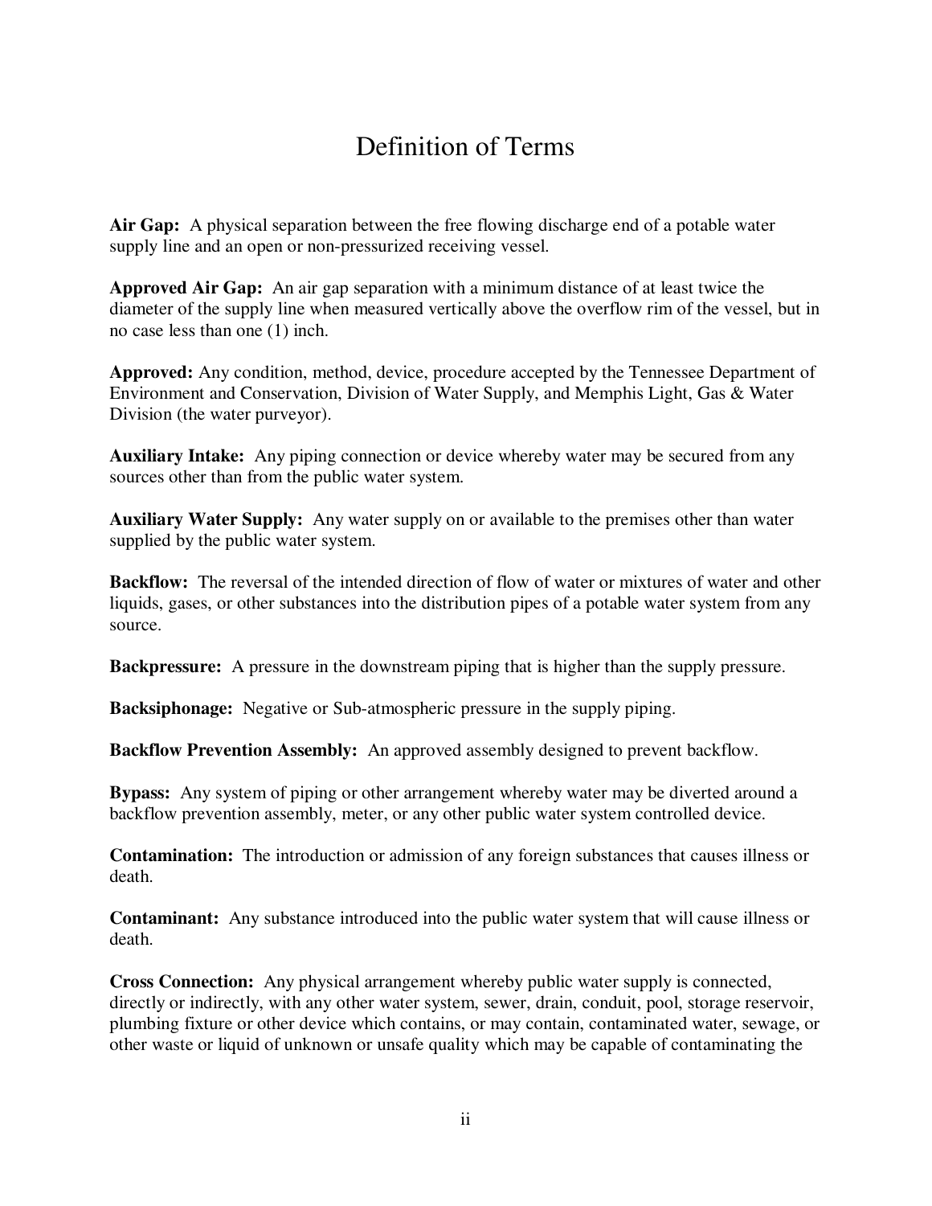# Definition of Terms

**Air Gap:** A physical separation between the free flowing discharge end of a potable water supply line and an open or non-pressurized receiving vessel.

**Approved Air Gap:** An air gap separation with a minimum distance of at least twice the diameter of the supply line when measured vertically above the overflow rim of the vessel, but in no case less than one (1) inch.

**Approved:** Any condition, method, device, procedure accepted by the Tennessee Department of Environment and Conservation, Division of Water Supply, and Memphis Light, Gas & Water Division (the water purveyor).

**Auxiliary Intake:** Any piping connection or device whereby water may be secured from any sources other than from the public water system.

**Auxiliary Water Supply:** Any water supply on or available to the premises other than water supplied by the public water system.

**Backflow:** The reversal of the intended direction of flow of water or mixtures of water and other liquids, gases, or other substances into the distribution pipes of a potable water system from any source.

**Backpressure:** A pressure in the downstream piping that is higher than the supply pressure.

**Backsiphonage:** Negative or Sub-atmospheric pressure in the supply piping.

**Backflow Prevention Assembly:** An approved assembly designed to prevent backflow.

**Bypass:** Any system of piping or other arrangement whereby water may be diverted around a backflow prevention assembly, meter, or any other public water system controlled device.

**Contamination:** The introduction or admission of any foreign substances that causes illness or death.

**Contaminant:** Any substance introduced into the public water system that will cause illness or death.

**Cross Connection:** Any physical arrangement whereby public water supply is connected, directly or indirectly, with any other water system, sewer, drain, conduit, pool, storage reservoir, plumbing fixture or other device which contains, or may contain, contaminated water, sewage, or other waste or liquid of unknown or unsafe quality which may be capable of contaminating the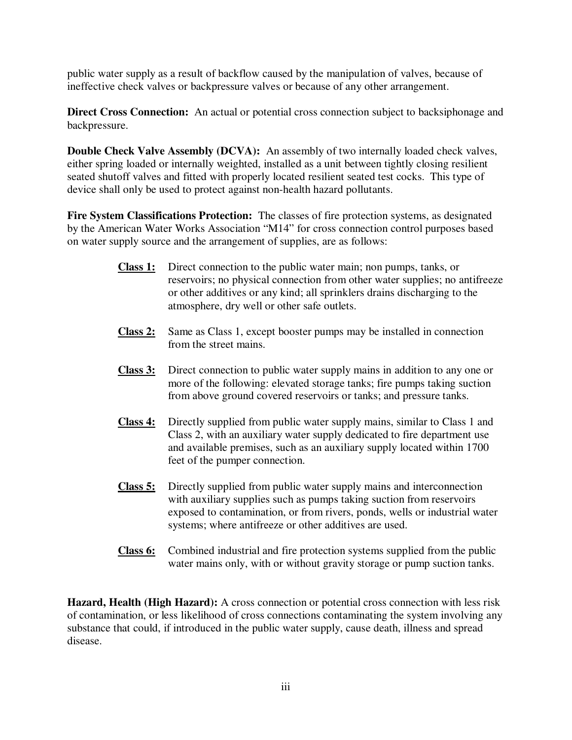public water supply as a result of backflow caused by the manipulation of valves, because of ineffective check valves or backpressure valves or because of any other arrangement.

**Direct Cross Connection:** An actual or potential cross connection subject to backsiphonage and backpressure.

**Double Check Valve Assembly (DCVA):** An assembly of two internally loaded check valves, either spring loaded or internally weighted, installed as a unit between tightly closing resilient seated shutoff valves and fitted with properly located resilient seated test cocks. This type of device shall only be used to protect against non-health hazard pollutants.

**Fire System Classifications Protection:** The classes of fire protection systems, as designated by the American Water Works Association "M14" for cross connection control purposes based on water supply source and the arrangement of supplies, are as follows:

- **Class 1:** Direct connection to the public water main; non pumps, tanks, or reservoirs; no physical connection from other water supplies; no antifreeze or other additives or any kind; all sprinklers drains discharging to the atmosphere, dry well or other safe outlets.

- **Class 2:** Same as Class 1, except booster pumps may be installed in connection from the street mains.

- **Class 3:** Direct connection to public water supply mains in addition to any one or more of the following: elevated storage tanks; fire pumps taking suction from above ground covered reservoirs or tanks; and pressure tanks.

- **Class 4:** Directly supplied from public water supply mains, similar to Class 1 and Class 2, with an auxiliary water supply dedicated to fire department use and available premises, such as an auxiliary supply located within 1700 feet of the pumper connection.

- **Class 5:** Directly supplied from public water supply mains and interconnection with auxiliary supplies such as pumps taking suction from reservoirs exposed to contamination, or from rivers, ponds, wells or industrial water systems; where antifreeze or other additives are used.

- **Class 6:** Combined industrial and fire protection systems supplied from the public water mains only, with or without gravity storage or pump suction tanks.

**Hazard, Health (High Hazard):** A cross connection or potential cross connection with less risk of contamination, or less likelihood of cross connections contaminating the system involving any substance that could, if introduced in the public water supply, cause death, illness and spread disease.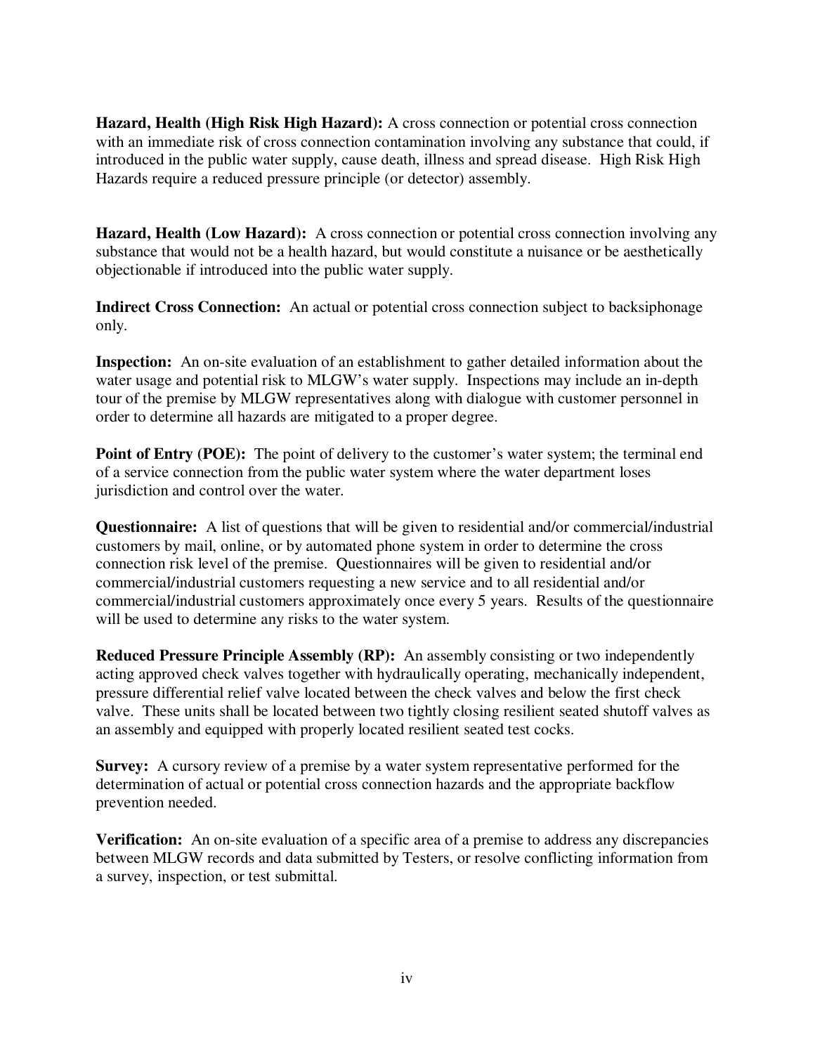**Hazard, Health (High Risk High Hazard):** A cross connection or potential cross connection with an immediate risk of cross connection contamination involving any substance that could, if introduced in the public water supply, cause death, illness and spread disease. High Risk High Hazards require a reduced pressure principle (or detector) assembly.

**Hazard, Health (Low Hazard):** A cross connection or potential cross connection involving any substance that would not be a health hazard, but would constitute a nuisance or be aesthetically objectionable if introduced into the public water supply.

**Indirect Cross Connection:** An actual or potential cross connection subject to backsiphonage only.

**Inspection:** An on-site evaluation of an establishment to gather detailed information about the water usage and potential risk to MLGW's water supply. Inspections may include an in-depth tour of the premise by MLGW representatives along with dialogue with customer personnel in order to determine all hazards are mitigated to a proper degree.

**Point of Entry (POE):** The point of delivery to the customer's water system; the terminal end of a service connection from the public water system where the water department loses jurisdiction and control over the water.

**Questionnaire:** A list of questions that will be given to residential and/or commercial/industrial customers by mail, online, or by automated phone system in order to determine the cross connection risk level of the premise. Questionnaires will be given to residential and/or commercial/industrial customers requesting a new service and to all residential and/or commercial/industrial customers approximately once every 5 years. Results of the questionnaire will be used to determine any risks to the water system.

**Reduced Pressure Principle Assembly (RP):** An assembly consisting or two independently acting approved check valves together with hydraulically operating, mechanically independent, pressure differential relief valve located between the check valves and below the first check valve. These units shall be located between two tightly closing resilient seated shutoff valves as an assembly and equipped with properly located resilient seated test cocks.

**Survey:** A cursory review of a premise by a water system representative performed for the determination of actual or potential cross connection hazards and the appropriate backflow prevention needed.

**Verification:** An on-site evaluation of a specific area of a premise to address any discrepancies between MLGW records and data submitted by Testers, or resolve conflicting information from a survey, inspection, or test submittal.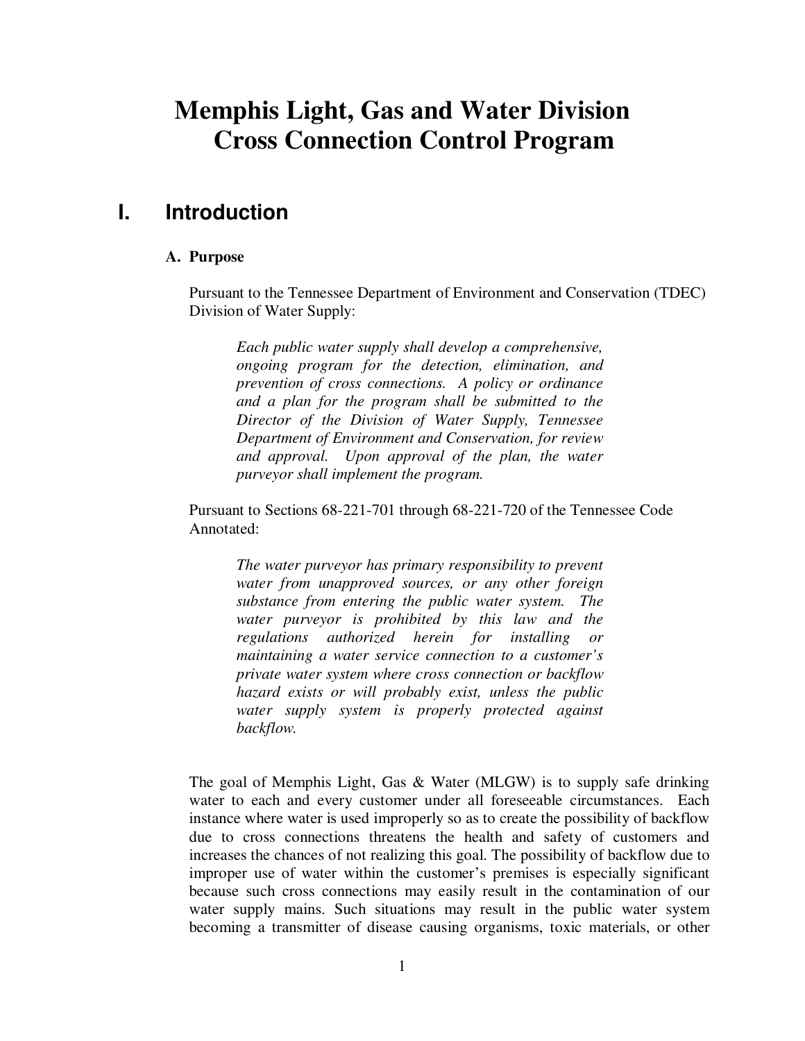# Memphis Light, Gas and Water Division Cross Connection Control Program

## I. Introduction

### A. Purpose

Pursuant to the Tennessee Department of Environment and Conservation (TDEC) Division of Water Supply:

> *Each public water supply shall develop a comprehensive, ongoing program for the detection, elimination, and prevention of cross connections. A policy or ordinance and a plan for the program shall be submitted to the Director of the Division of Water Supply, Tennessee Department of Environment and Conservation, for review and approval. Upon approval of the plan, the water purveyor shall implement the program.*

Pursuant to Sections 68-221-701 through 68-221-720 of the Tennessee Code Annotated:

> *The water purveyor has primary responsibility to prevent water from unapproved sources, or any other foreign substance from entering the public water system. The water purveyor is prohibited by this law and the regulations authorized herein for installing or maintaining a water service connection to a customer's private water system where cross connection or backflow hazard exists or will probably exist, unless the public water supply system is properly protected against backflow.*

The goal of Memphis Light, Gas & Water (MLGW) is to supply safe drinking water to each and every customer under all foreseeable circumstances. Each instance where water is used improperly so as to create the possibility of backflow due to cross connections threatens the health and safety of customers and increases the chances of not realizing this goal. The possibility of backflow due to improper use of water within the customer's premises is especially significant because such cross connections may easily result in the contamination of our water supply mains. Such situations may result in the public water system becoming a transmitter of disease causing organisms, toxic materials, or other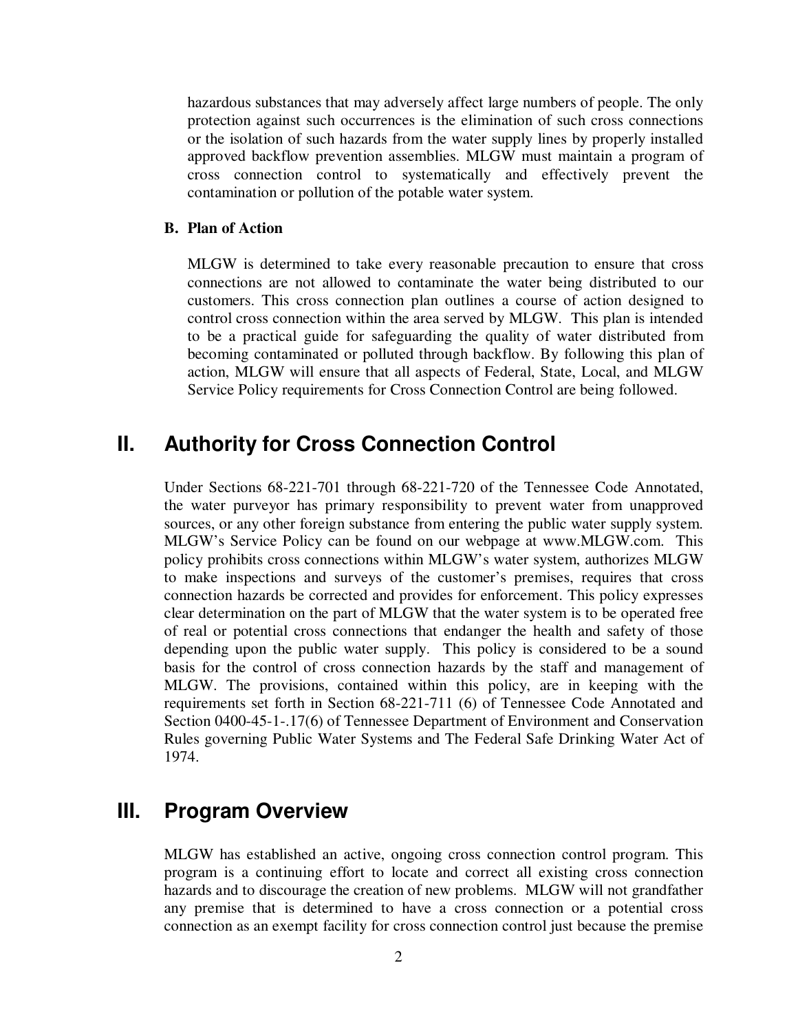hazardous substances that may adversely affect large numbers of people. The only protection against such occurrences is the elimination of such cross connections or the isolation of such hazards from the water supply lines by properly installed approved backflow prevention assemblies. MLGW must maintain a program of cross connection control to systematically and effectively prevent the contamination or pollution of the potable water system.

### B. Plan of Action

MLGW is determined to take every reasonable precaution to ensure that cross connections are not allowed to contaminate the water being distributed to our customers. This cross connection plan outlines a course of action designed to control cross connection within the area served by MLGW. This plan is intended to be a practical guide for safeguarding the quality of water distributed from becoming contaminated or polluted through backflow. By following this plan of action, MLGW will ensure that all aspects of Federal, State, Local, and MLGW Service Policy requirements for Cross Connection Control are being followed.

## II. Authority for Cross Connection Control

Under Sections 68-221-701 through 68-221-720 of the Tennessee Code Annotated, the water purveyor has primary responsibility to prevent water from unapproved sources, or any other foreign substance from entering the public water supply system. MLGW's Service Policy can be found on our webpage at www.MLGW.com. This policy prohibits cross connections within MLGW's water system, authorizes MLGW to make inspections and surveys of the customer's premises, requires that cross connection hazards be corrected and provides for enforcement. This policy expresses clear determination on the part of MLGW that the water system is to be operated free of real or potential cross connections that endanger the health and safety of those depending upon the public water supply. This policy is considered to be a sound basis for the control of cross connection hazards by the staff and management of MLGW. The provisions, contained within this policy, are in keeping with the requirements set forth in Section 68-221-711 (6) of Tennessee Code Annotated and Section 0400-45-1-.17(6) of Tennessee Department of Environment and Conservation Rules governing Public Water Systems and The Federal Safe Drinking Water Act of 1974.

## III. Program Overview

MLGW has established an active, ongoing cross connection control program. This program is a continuing effort to locate and correct all existing cross connection hazards and to discourage the creation of new problems. MLGW will not grandfather any premise that is determined to have a cross connection or a potential cross connection as an exempt facility for cross connection control just because the premise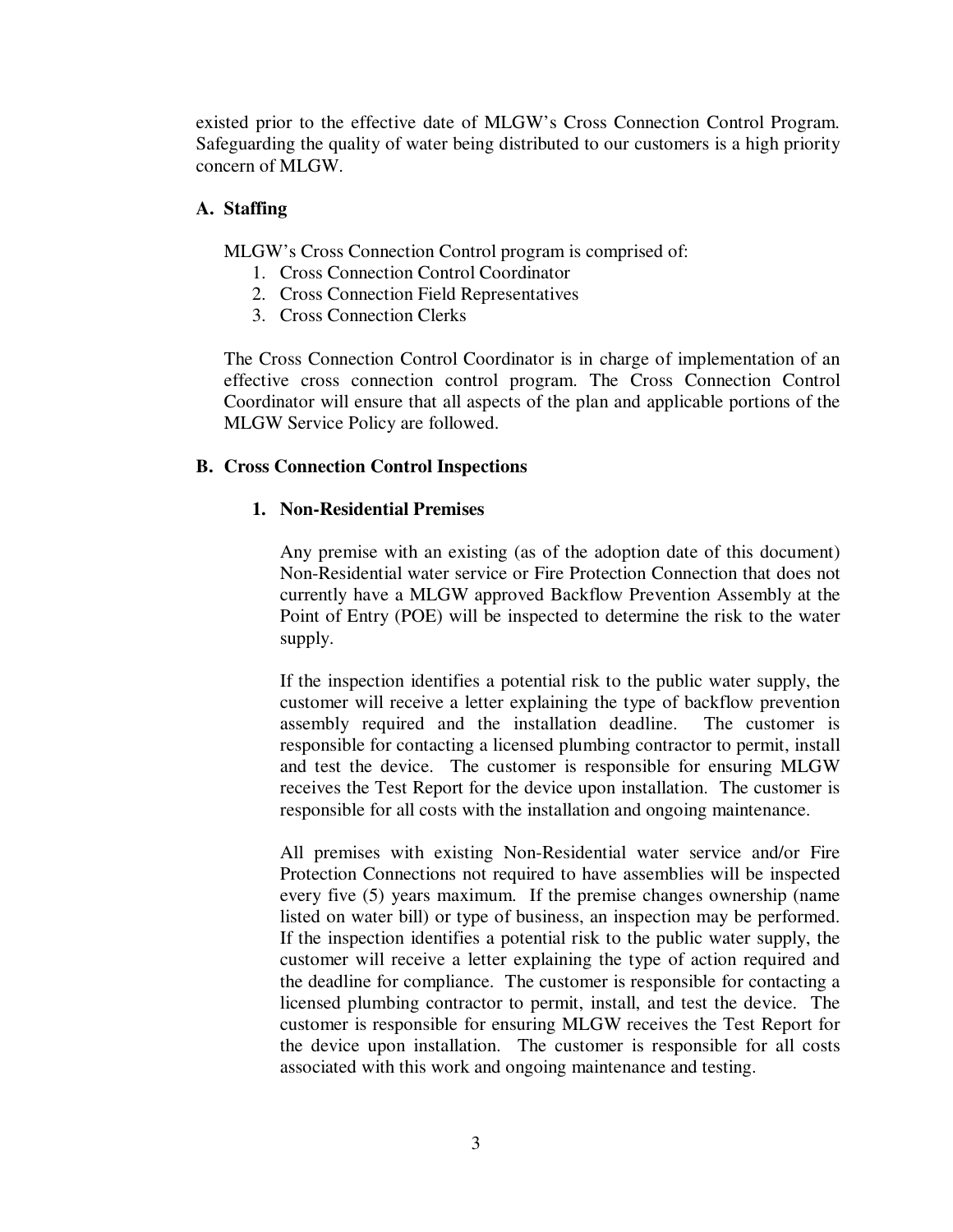existed prior to the effective date of MLGW's Cross Connection Control Program. Safeguarding the quality of water being distributed to our customers is a high priority concern of MLGW.

### A. Staffing

MLGW's Cross Connection Control program is comprised of:

1. Cross Connection Control Coordinator
2. Cross Connection Field Representatives
3. Cross Connection Clerks

The Cross Connection Control Coordinator is in charge of implementation of an effective cross connection control program. The Cross Connection Control Coordinator will ensure that all aspects of the plan and applicable portions of the MLGW Service Policy are followed.

### B. Cross Connection Control Inspections

#### 1. Non-Residential Premises

Any premise with an existing (as of the adoption date of this document) Non-Residential water service or Fire Protection Connection that does not currently have a MLGW approved Backflow Prevention Assembly at the Point of Entry (POE) will be inspected to determine the risk to the water supply.

If the inspection identifies a potential risk to the public water supply, the customer will receive a letter explaining the type of backflow prevention assembly required and the installation deadline. The customer is responsible for contacting a licensed plumbing contractor to permit, install and test the device. The customer is responsible for ensuring MLGW receives the Test Report for the device upon installation. The customer is responsible for all costs with the installation and ongoing maintenance.

All premises with existing Non-Residential water service and/or Fire Protection Connections not required to have assemblies will be inspected every five (5) years maximum. If the premise changes ownership (name listed on water bill) or type of business, an inspection may be performed. If the inspection identifies a potential risk to the public water supply, the customer will receive a letter explaining the type of action required and the deadline for compliance. The customer is responsible for contacting a licensed plumbing contractor to permit, install, and test the device. The customer is responsible for ensuring MLGW receives the Test Report for the device upon installation. The customer is responsible for all costs associated with this work and ongoing maintenance and testing.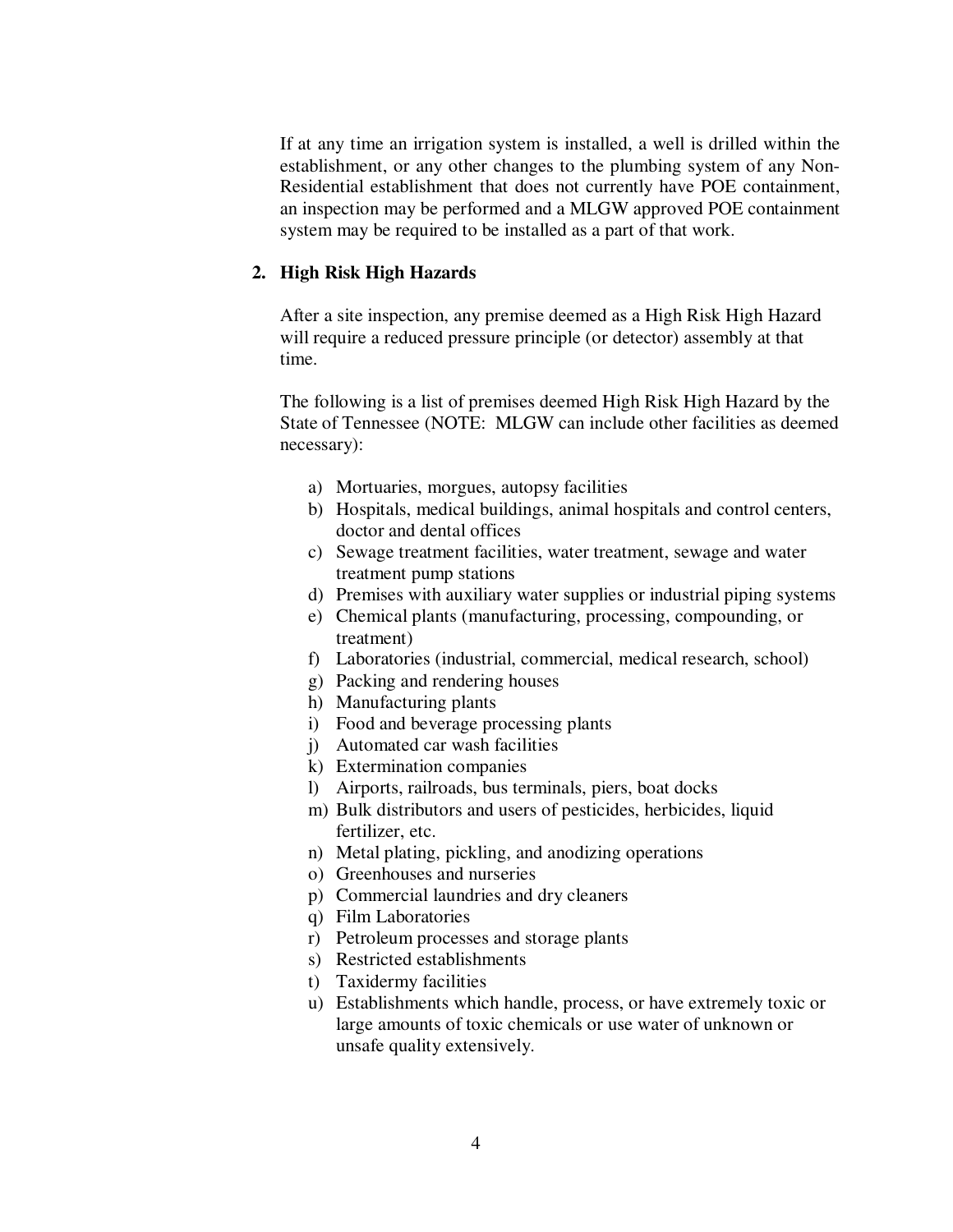If at any time an irrigation system is installed, a well is drilled within the establishment, or any other changes to the plumbing system of any Non-Residential establishment that does not currently have POE containment, an inspection may be performed and a MLGW approved POE containment system may be required to be installed as a part of that work.

**2. High Risk High Hazards**

After a site inspection, any premise deemed as a High Risk High Hazard will require a reduced pressure principle (or detector) assembly at that time.

The following is a list of premises deemed High Risk High Hazard by the State of Tennessee (NOTE: MLGW can include other facilities as deemed necessary):

a) Mortuaries, morgues, autopsy facilities
b) Hospitals, medical buildings, animal hospitals and control centers, doctor and dental offices
c) Sewage treatment facilities, water treatment, sewage and water treatment pump stations
d) Premises with auxiliary water supplies or industrial piping systems
e) Chemical plants (manufacturing, processing, compounding, or treatment)
f) Laboratories (industrial, commercial, medical research, school)
g) Packing and rendering houses
h) Manufacturing plants
i) Food and beverage processing plants
j) Automated car wash facilities
k) Extermination companies
l) Airports, railroads, bus terminals, piers, boat docks
m) Bulk distributors and users of pesticides, herbicides, liquid fertilizer, etc.
n) Metal plating, pickling, and anodizing operations
o) Greenhouses and nurseries
p) Commercial laundries and dry cleaners
q) Film Laboratories
r) Petroleum processes and storage plants
s) Restricted establishments
t) Taxidermy facilities
u) Establishments which handle, process, or have extremely toxic or large amounts of toxic chemicals or use water of unknown or unsafe quality extensively.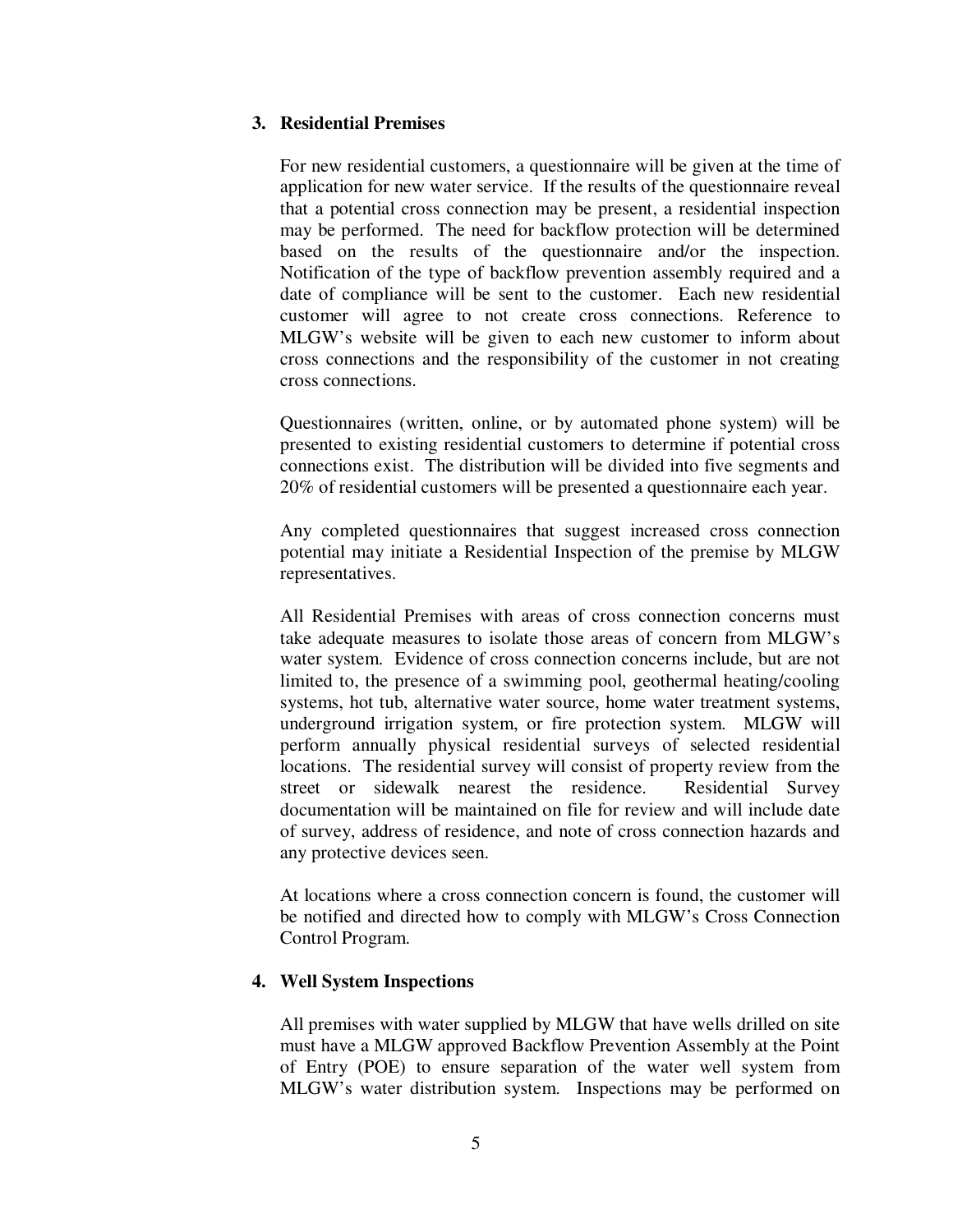### 3. Residential Premises

For new residential customers, a questionnaire will be given at the time of application for new water service. If the results of the questionnaire reveal that a potential cross connection may be present, a residential inspection may be performed. The need for backflow protection will be determined based on the results of the questionnaire and/or the inspection. Notification of the type of backflow prevention assembly required and a date of compliance will be sent to the customer. Each new residential customer will agree to not create cross connections. Reference to MLGW's website will be given to each new customer to inform about cross connections and the responsibility of the customer in not creating cross connections.

Questionnaires (written, online, or by automated phone system) will be presented to existing residential customers to determine if potential cross connections exist. The distribution will be divided into five segments and 20% of residential customers will be presented a questionnaire each year.

Any completed questionnaires that suggest increased cross connection potential may initiate a Residential Inspection of the premise by MLGW representatives.

All Residential Premises with areas of cross connection concerns must take adequate measures to isolate those areas of concern from MLGW's water system. Evidence of cross connection concerns include, but are not limited to, the presence of a swimming pool, geothermal heating/cooling systems, hot tub, alternative water source, home water treatment systems, underground irrigation system, or fire protection system. MLGW will perform annually physical residential surveys of selected residential locations. The residential survey will consist of property review from the street or sidewalk nearest the residence. Residential Survey documentation will be maintained on file for review and will include date of survey, address of residence, and note of cross connection hazards and any protective devices seen.

At locations where a cross connection concern is found, the customer will be notified and directed how to comply with MLGW's Cross Connection Control Program.

### 4. Well System Inspections

All premises with water supplied by MLGW that have wells drilled on site must have a MLGW approved Backflow Prevention Assembly at the Point of Entry (POE) to ensure separation of the water well system from MLGW's water distribution system. Inspections may be performed on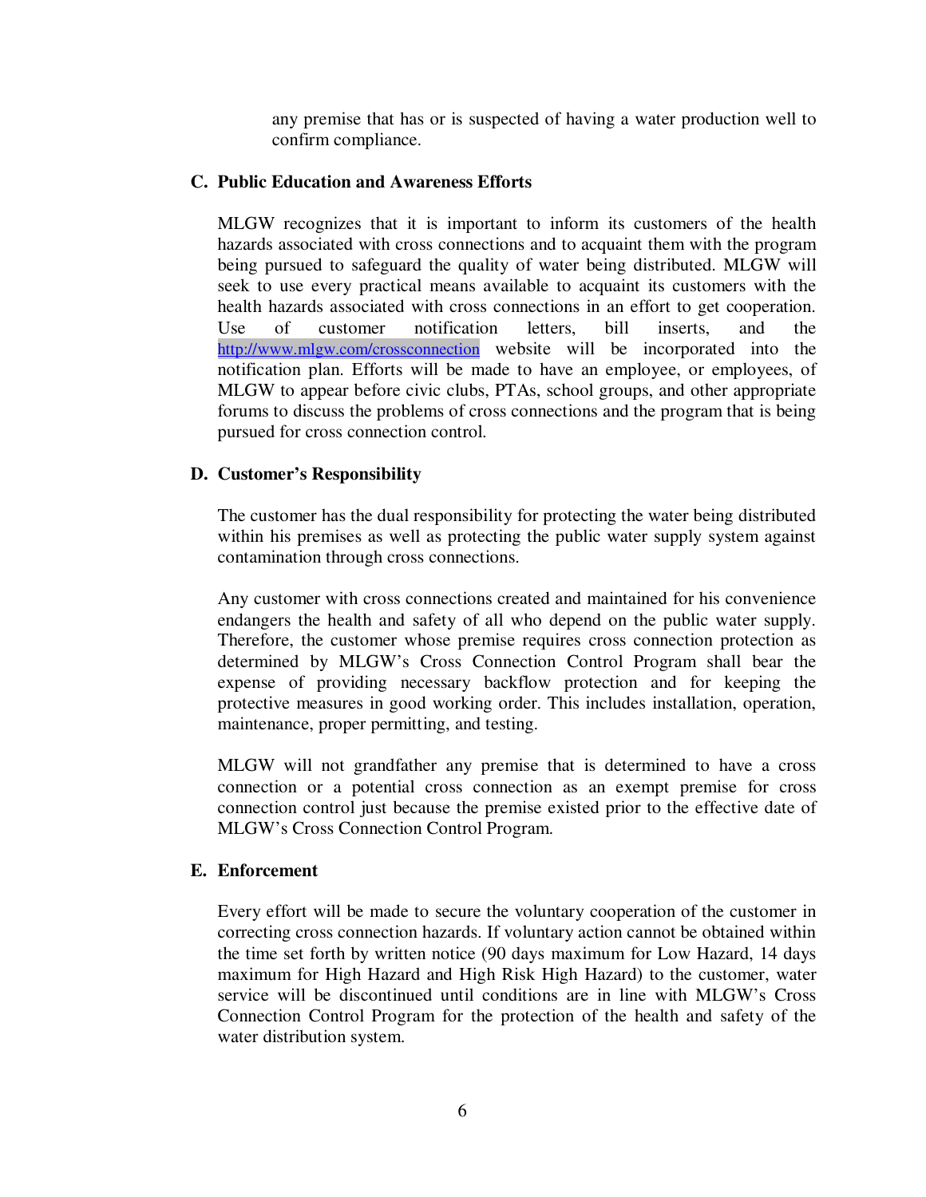any premise that has or is suspected of having a water production well to confirm compliance.

### C. Public Education and Awareness Efforts

MLGW recognizes that it is important to inform its customers of the health hazards associated with cross connections and to acquaint them with the program being pursued to safeguard the quality of water being distributed. MLGW will seek to use every practical means available to acquaint its customers with the health hazards associated with cross connections in an effort to get cooperation. Use of customer notification letters, bill inserts, and the http://www.mlgw.com/crossconnection website will be incorporated into the notification plan. Efforts will be made to have an employee, or employees, of MLGW to appear before civic clubs, PTAs, school groups, and other appropriate forums to discuss the problems of cross connections and the program that is being pursued for cross connection control.

### D. Customer's Responsibility

The customer has the dual responsibility for protecting the water being distributed within his premises as well as protecting the public water supply system against contamination through cross connections.

Any customer with cross connections created and maintained for his convenience endangers the health and safety of all who depend on the public water supply. Therefore, the customer whose premise requires cross connection protection as determined by MLGW's Cross Connection Control Program shall bear the expense of providing necessary backflow protection and for keeping the protective measures in good working order. This includes installation, operation, maintenance, proper permitting, and testing.

MLGW will not grandfather any premise that is determined to have a cross connection or a potential cross connection as an exempt premise for cross connection control just because the premise existed prior to the effective date of MLGW's Cross Connection Control Program.

### E. Enforcement

Every effort will be made to secure the voluntary cooperation of the customer in correcting cross connection hazards. If voluntary action cannot be obtained within the time set forth by written notice (90 days maximum for Low Hazard, 14 days maximum for High Hazard and High Risk High Hazard) to the customer, water service will be discontinued until conditions are in line with MLGW's Cross Connection Control Program for the protection of the health and safety of the water distribution system.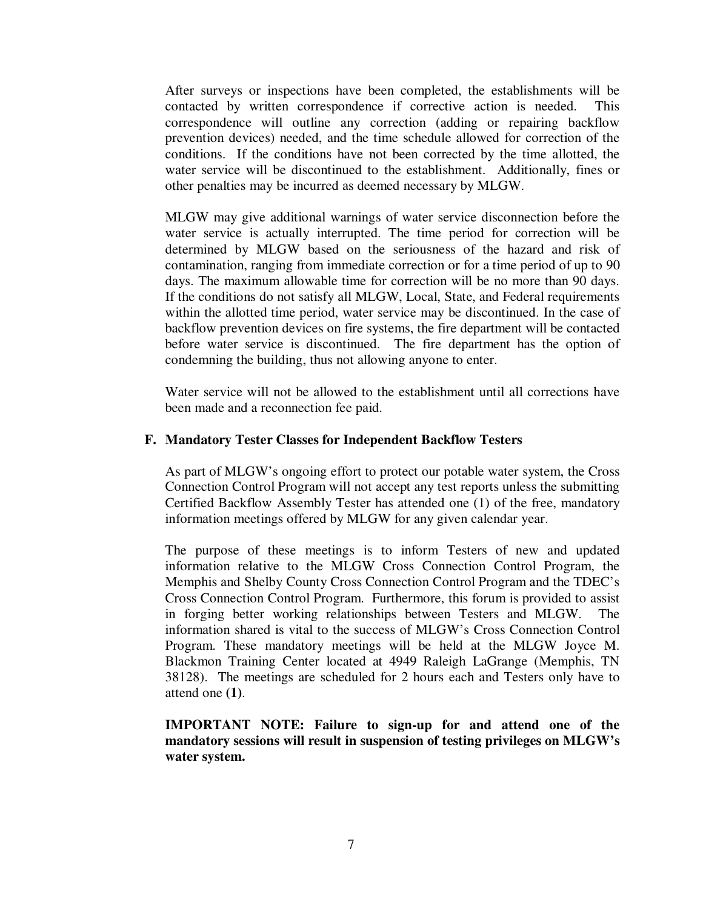After surveys or inspections have been completed, the establishments will be contacted by written correspondence if corrective action is needed. This correspondence will outline any correction (adding or repairing backflow prevention devices) needed, and the time schedule allowed for correction of the conditions. If the conditions have not been corrected by the time allotted, the water service will be discontinued to the establishment. Additionally, fines or other penalties may be incurred as deemed necessary by MLGW.

MLGW may give additional warnings of water service disconnection before the water service is actually interrupted. The time period for correction will be determined by MLGW based on the seriousness of the hazard and risk of contamination, ranging from immediate correction or for a time period of up to 90 days. The maximum allowable time for correction will be no more than 90 days. If the conditions do not satisfy all MLGW, Local, State, and Federal requirements within the allotted time period, water service may be discontinued. In the case of backflow prevention devices on fire systems, the fire department will be contacted before water service is discontinued. The fire department has the option of condemning the building, thus not allowing anyone to enter.

Water service will not be allowed to the establishment until all corrections have been made and a reconnection fee paid.

### F. Mandatory Tester Classes for Independent Backflow Testers

As part of MLGW's ongoing effort to protect our potable water system, the Cross Connection Control Program will not accept any test reports unless the submitting Certified Backflow Assembly Tester has attended one (1) of the free, mandatory information meetings offered by MLGW for any given calendar year.

The purpose of these meetings is to inform Testers of new and updated information relative to the MLGW Cross Connection Control Program, the Memphis and Shelby County Cross Connection Control Program and the TDEC's Cross Connection Control Program. Furthermore, this forum is provided to assist in forging better working relationships between Testers and MLGW. The information shared is vital to the success of MLGW's Cross Connection Control Program. These mandatory meetings will be held at the MLGW Joyce M. Blackmon Training Center located at 4949 Raleigh LaGrange (Memphis, TN 38128). The meetings are scheduled for 2 hours each and Testers only have to attend one **(1)**.

**IMPORTANT NOTE: Failure to sign-up for and attend one of the mandatory sessions will result in suspension of testing privileges on MLGW's water system.**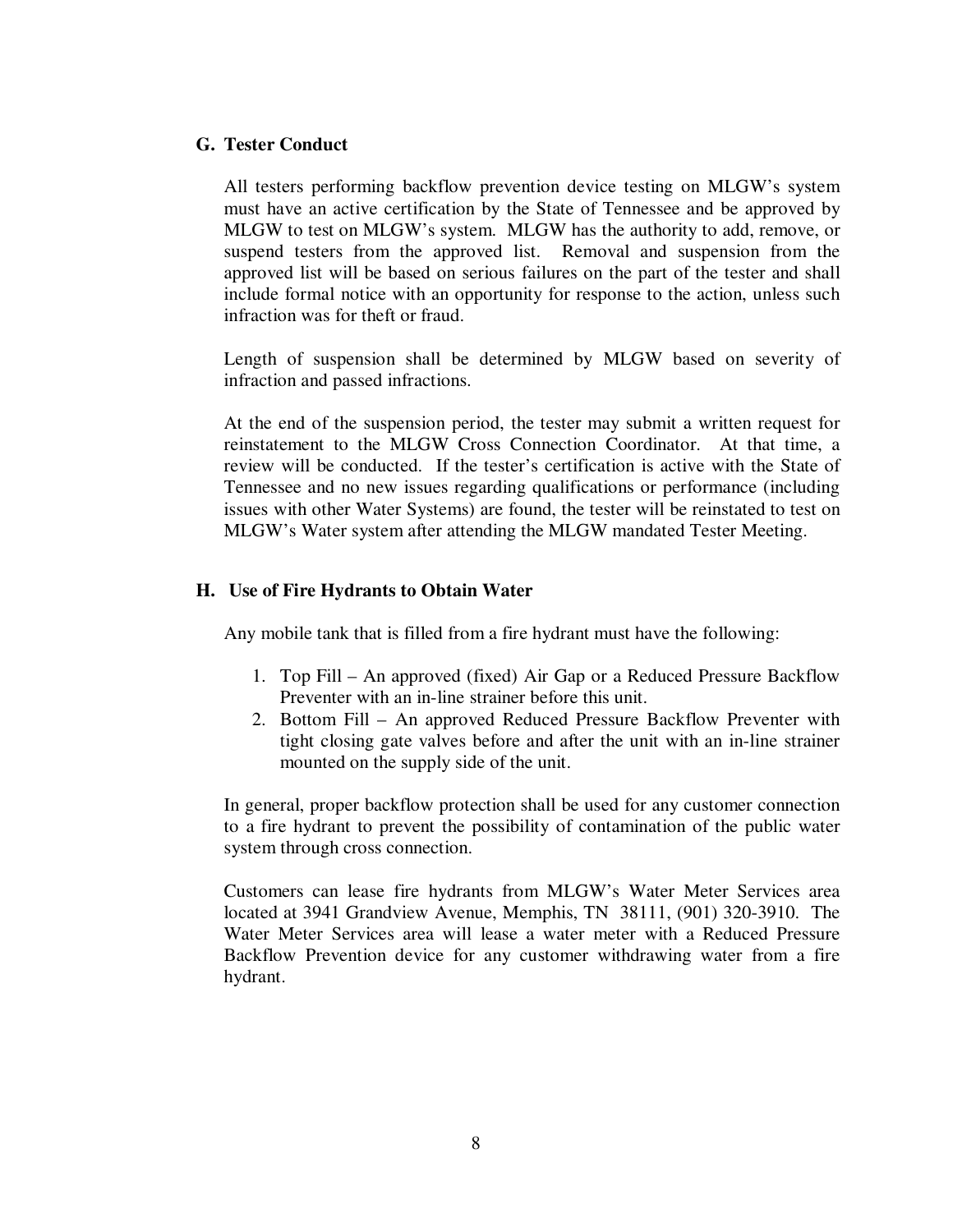### G. Tester Conduct

All testers performing backflow prevention device testing on MLGW's system must have an active certification by the State of Tennessee and be approved by MLGW to test on MLGW's system. MLGW has the authority to add, remove, or suspend testers from the approved list. Removal and suspension from the approved list will be based on serious failures on the part of the tester and shall include formal notice with an opportunity for response to the action, unless such infraction was for theft or fraud.

Length of suspension shall be determined by MLGW based on severity of infraction and passed infractions.

At the end of the suspension period, the tester may submit a written request for reinstatement to the MLGW Cross Connection Coordinator. At that time, a review will be conducted. If the tester's certification is active with the State of Tennessee and no new issues regarding qualifications or performance (including issues with other Water Systems) are found, the tester will be reinstated to test on MLGW's Water system after attending the MLGW mandated Tester Meeting.

### H. Use of Fire Hydrants to Obtain Water

Any mobile tank that is filled from a fire hydrant must have the following:

1. Top Fill – An approved (fixed) Air Gap or a Reduced Pressure Backflow Preventer with an in-line strainer before this unit.
2. Bottom Fill – An approved Reduced Pressure Backflow Preventer with tight closing gate valves before and after the unit with an in-line strainer mounted on the supply side of the unit.

In general, proper backflow protection shall be used for any customer connection to a fire hydrant to prevent the possibility of contamination of the public water system through cross connection.

Customers can lease fire hydrants from MLGW's Water Meter Services area located at 3941 Grandview Avenue, Memphis, TN 38111, (901) 320-3910. The Water Meter Services area will lease a water meter with a Reduced Pressure Backflow Prevention device for any customer withdrawing water from a fire hydrant.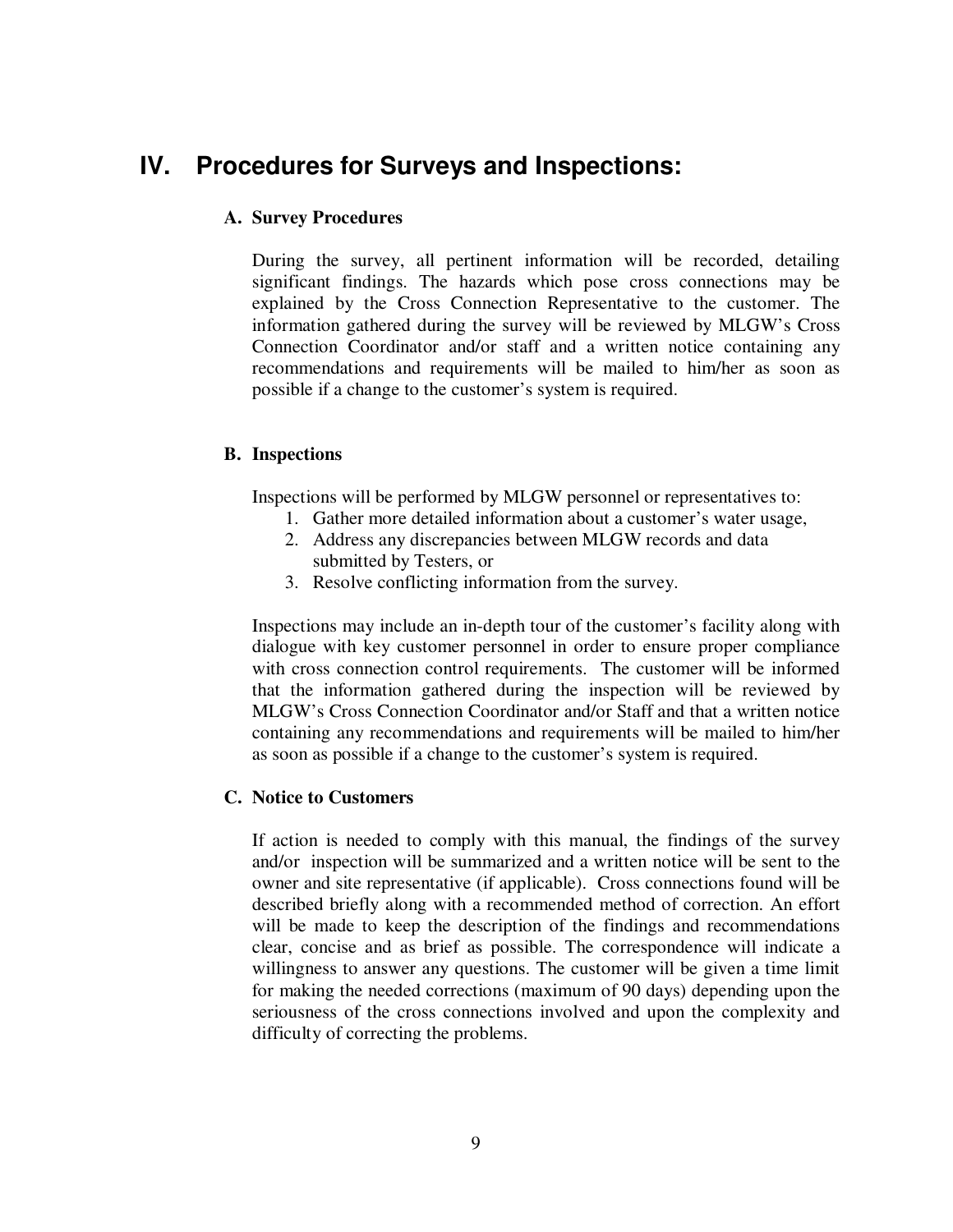# IV. Procedures for Surveys and Inspections:

### A. Survey Procedures

During the survey, all pertinent information will be recorded, detailing significant findings. The hazards which pose cross connections may be explained by the Cross Connection Representative to the customer. The information gathered during the survey will be reviewed by MLGW's Cross Connection Coordinator and/or staff and a written notice containing any recommendations and requirements will be mailed to him/her as soon as possible if a change to the customer's system is required.

### B. Inspections

Inspections will be performed by MLGW personnel or representatives to:

1. Gather more detailed information about a customer's water usage,
2. Address any discrepancies between MLGW records and data submitted by Testers, or
3. Resolve conflicting information from the survey.

Inspections may include an in-depth tour of the customer's facility along with dialogue with key customer personnel in order to ensure proper compliance with cross connection control requirements. The customer will be informed that the information gathered during the inspection will be reviewed by MLGW's Cross Connection Coordinator and/or Staff and that a written notice containing any recommendations and requirements will be mailed to him/her as soon as possible if a change to the customer's system is required.

### C. Notice to Customers

If action is needed to comply with this manual, the findings of the survey and/or inspection will be summarized and a written notice will be sent to the owner and site representative (if applicable). Cross connections found will be described briefly along with a recommended method of correction. An effort will be made to keep the description of the findings and recommendations clear, concise and as brief as possible. The correspondence will indicate a willingness to answer any questions. The customer will be given a time limit for making the needed corrections (maximum of 90 days) depending upon the seriousness of the cross connections involved and upon the complexity and difficulty of correcting the problems.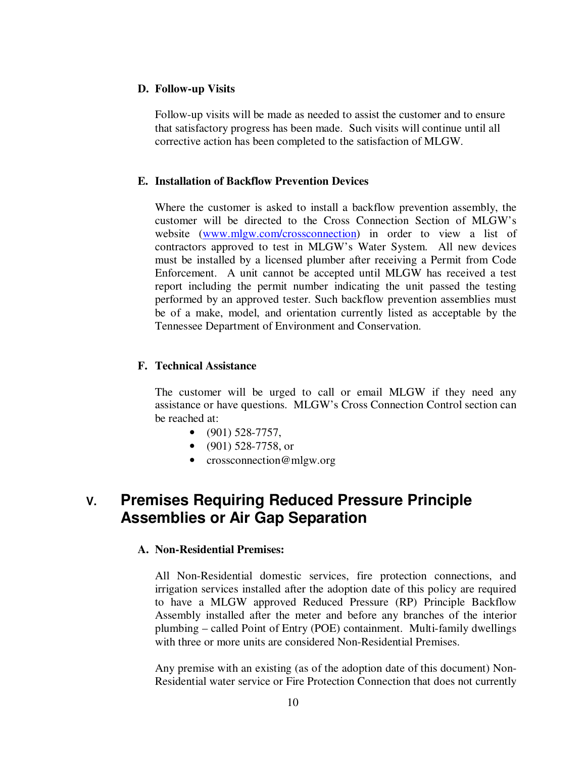**D. Follow-up Visits**

Follow-up visits will be made as needed to assist the customer and to ensure that satisfactory progress has been made. Such visits will continue until all corrective action has been completed to the satisfaction of MLGW.

**E. Installation of Backflow Prevention Devices**

Where the customer is asked to install a backflow prevention assembly, the customer will be directed to the Cross Connection Section of MLGW's website ([www.mlgw.com/crossconnection](www.mlgw.com/crossconnection)) in order to view a list of contractors approved to test in MLGW's Water System. All new devices must be installed by a licensed plumber after receiving a Permit from Code Enforcement. A unit cannot be accepted until MLGW has received a test report including the permit number indicating the unit passed the testing performed by an approved tester. Such backflow prevention assemblies must be of a make, model, and orientation currently listed as acceptable by the Tennessee Department of Environment and Conservation.

**F. Technical Assistance**

The customer will be urged to call or email MLGW if they need any assistance or have questions. MLGW's Cross Connection Control section can be reached at:

- (901) 528-7757,
- (901) 528-7758, or
- crossconnection@mlgw.org

# V. Premises Requiring Reduced Pressure Principle Assemblies or Air Gap Separation

**A. Non-Residential Premises:**

All Non-Residential domestic services, fire protection connections, and irrigation services installed after the adoption date of this policy are required to have a MLGW approved Reduced Pressure (RP) Principle Backflow Assembly installed after the meter and before any branches of the interior plumbing – called Point of Entry (POE) containment. Multi-family dwellings with three or more units are considered Non-Residential Premises.

Any premise with an existing (as of the adoption date of this document) Non-Residential water service or Fire Protection Connection that does not currently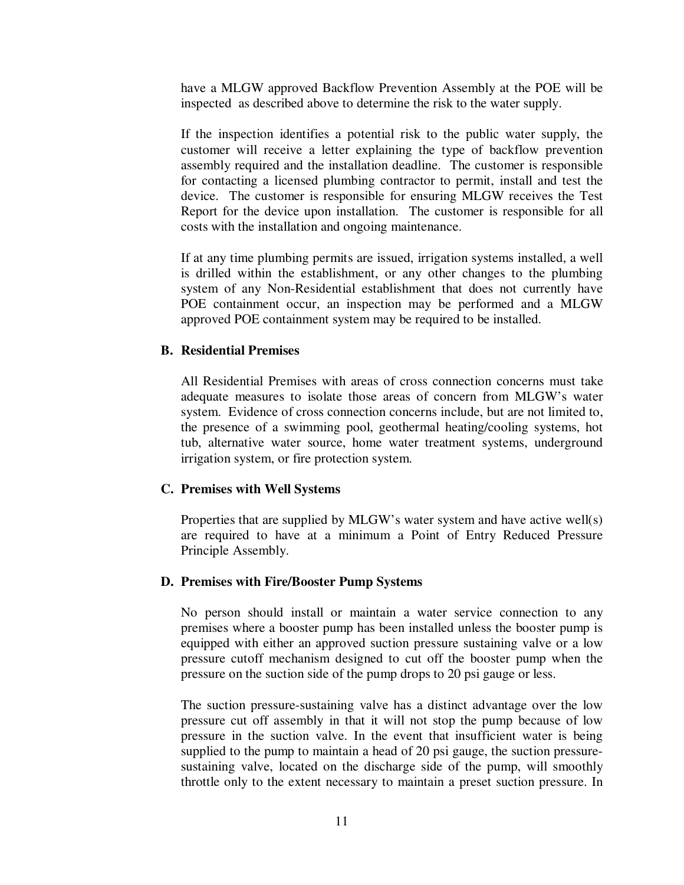have a MLGW approved Backflow Prevention Assembly at the POE will be inspected as described above to determine the risk to the water supply.

If the inspection identifies a potential risk to the public water supply, the customer will receive a letter explaining the type of backflow prevention assembly required and the installation deadline. The customer is responsible for contacting a licensed plumbing contractor to permit, install and test the device. The customer is responsible for ensuring MLGW receives the Test Report for the device upon installation. The customer is responsible for all costs with the installation and ongoing maintenance.

If at any time plumbing permits are issued, irrigation systems installed, a well is drilled within the establishment, or any other changes to the plumbing system of any Non-Residential establishment that does not currently have POE containment occur, an inspection may be performed and a MLGW approved POE containment system may be required to be installed.

### B. Residential Premises

All Residential Premises with areas of cross connection concerns must take adequate measures to isolate those areas of concern from MLGW's water system. Evidence of cross connection concerns include, but are not limited to, the presence of a swimming pool, geothermal heating/cooling systems, hot tub, alternative water source, home water treatment systems, underground irrigation system, or fire protection system.

### C. Premises with Well Systems

Properties that are supplied by MLGW's water system and have active well(s) are required to have at a minimum a Point of Entry Reduced Pressure Principle Assembly.

### D. Premises with Fire/Booster Pump Systems

No person should install or maintain a water service connection to any premises where a booster pump has been installed unless the booster pump is equipped with either an approved suction pressure sustaining valve or a low pressure cutoff mechanism designed to cut off the booster pump when the pressure on the suction side of the pump drops to 20 psi gauge or less.

The suction pressure-sustaining valve has a distinct advantage over the low pressure cut off assembly in that it will not stop the pump because of low pressure in the suction valve. In the event that insufficient water is being supplied to the pump to maintain a head of 20 psi gauge, the suction pressure-sustaining valve, located on the discharge side of the pump, will smoothly throttle only to the extent necessary to maintain a preset suction pressure. In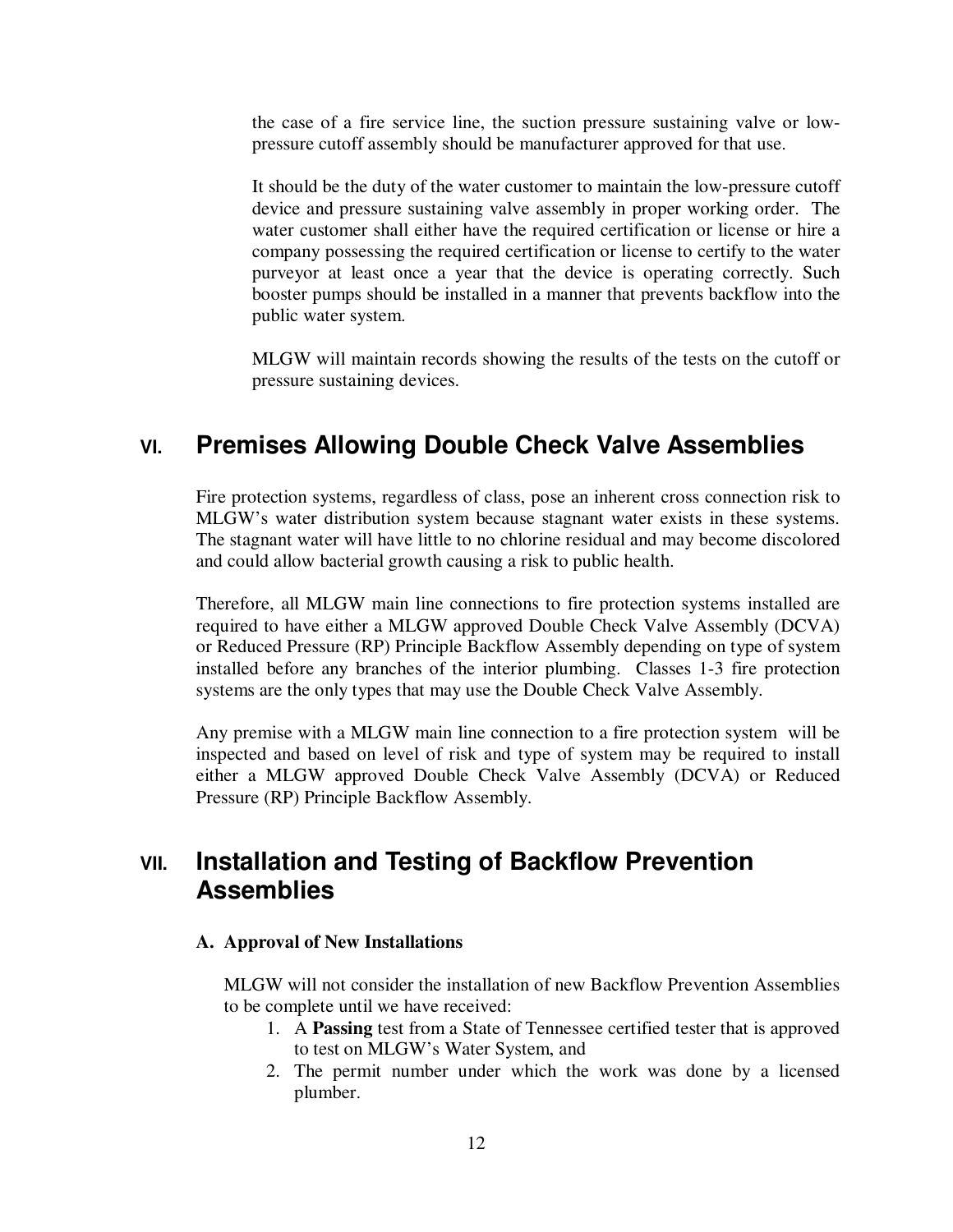the case of a fire service line, the suction pressure sustaining valve or low-pressure cutoff assembly should be manufacturer approved for that use.

It should be the duty of the water customer to maintain the low-pressure cutoff device and pressure sustaining valve assembly in proper working order. The water customer shall either have the required certification or license or hire a company possessing the required certification or license to certify to the water purveyor at least once a year that the device is operating correctly. Such booster pumps should be installed in a manner that prevents backflow into the public water system.

MLGW will maintain records showing the results of the tests on the cutoff or pressure sustaining devices.

## VI. Premises Allowing Double Check Valve Assemblies

Fire protection systems, regardless of class, pose an inherent cross connection risk to MLGW's water distribution system because stagnant water exists in these systems. The stagnant water will have little to no chlorine residual and may become discolored and could allow bacterial growth causing a risk to public health.

Therefore, all MLGW main line connections to fire protection systems installed are required to have either a MLGW approved Double Check Valve Assembly (DCVA) or Reduced Pressure (RP) Principle Backflow Assembly depending on type of system installed before any branches of the interior plumbing. Classes 1-3 fire protection systems are the only types that may use the Double Check Valve Assembly.

Any premise with a MLGW main line connection to a fire protection system will be inspected and based on level of risk and type of system may be required to install either a MLGW approved Double Check Valve Assembly (DCVA) or Reduced Pressure (RP) Principle Backflow Assembly.

## VII. Installation and Testing of Backflow Prevention Assemblies

### A. Approval of New Installations

MLGW will not consider the installation of new Backflow Prevention Assemblies to be complete until we have received:

1. A **Passing** test from a State of Tennessee certified tester that is approved to test on MLGW's Water System, and
2. The permit number under which the work was done by a licensed plumber.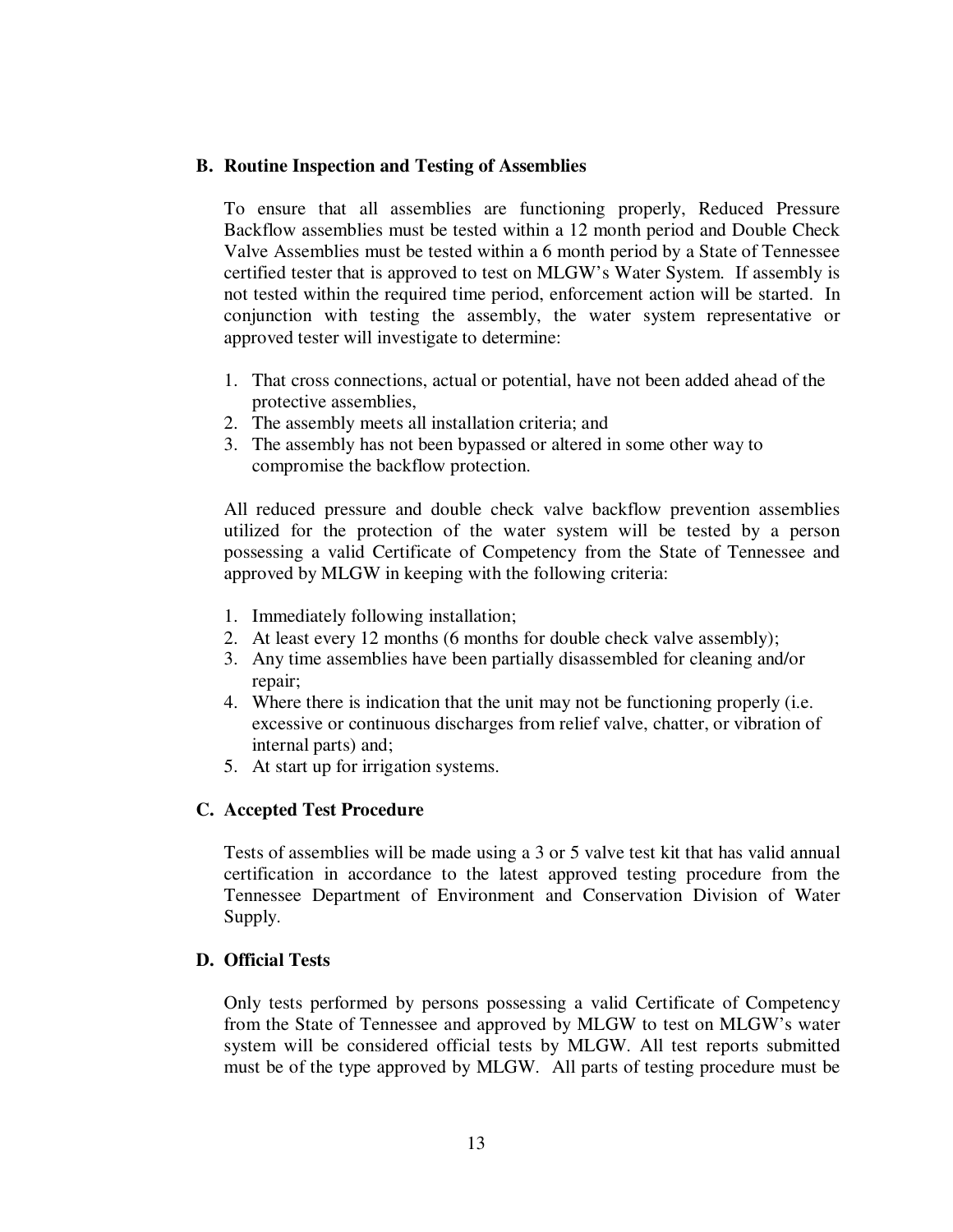### B. Routine Inspection and Testing of Assemblies

To ensure that all assemblies are functioning properly, Reduced Pressure Backflow assemblies must be tested within a 12 month period and Double Check Valve Assemblies must be tested within a 6 month period by a State of Tennessee certified tester that is approved to test on MLGW's Water System. If assembly is not tested within the required time period, enforcement action will be started. In conjunction with testing the assembly, the water system representative or approved tester will investigate to determine:

1. That cross connections, actual or potential, have not been added ahead of the protective assemblies,
2. The assembly meets all installation criteria; and
3. The assembly has not been bypassed or altered in some other way to compromise the backflow protection.

All reduced pressure and double check valve backflow prevention assemblies utilized for the protection of the water system will be tested by a person possessing a valid Certificate of Competency from the State of Tennessee and approved by MLGW in keeping with the following criteria:

1. Immediately following installation;
2. At least every 12 months (6 months for double check valve assembly);
3. Any time assemblies have been partially disassembled for cleaning and/or repair;
4. Where there is indication that the unit may not be functioning properly (i.e. excessive or continuous discharges from relief valve, chatter, or vibration of internal parts) and;
5. At start up for irrigation systems.

### C. Accepted Test Procedure

Tests of assemblies will be made using a 3 or 5 valve test kit that has valid annual certification in accordance to the latest approved testing procedure from the Tennessee Department of Environment and Conservation Division of Water Supply.

### D. Official Tests

Only tests performed by persons possessing a valid Certificate of Competency from the State of Tennessee and approved by MLGW to test on MLGW's water system will be considered official tests by MLGW. All test reports submitted must be of the type approved by MLGW. All parts of testing procedure must be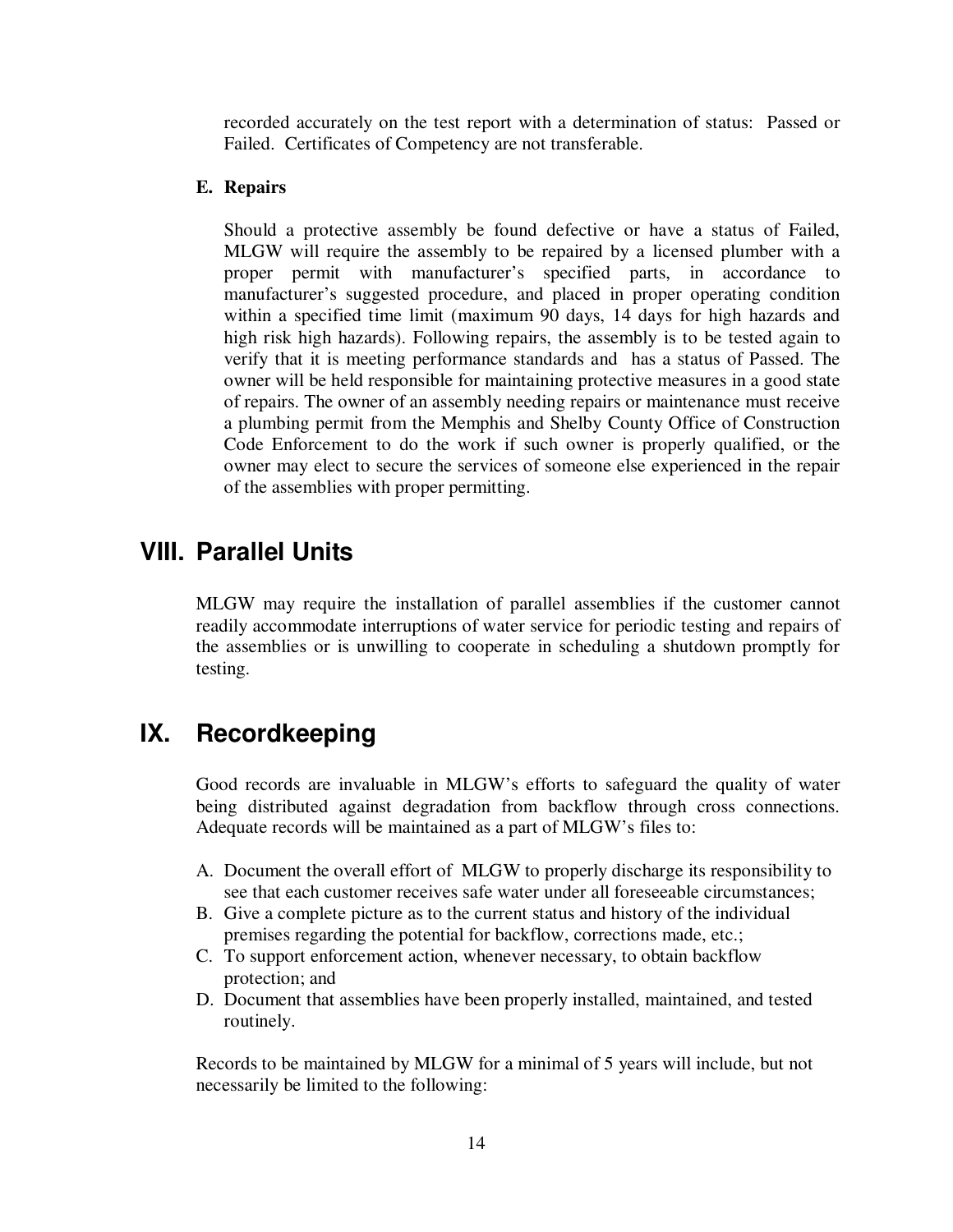recorded accurately on the test report with a determination of status: Passed or Failed. Certificates of Competency are not transferable.

**E. Repairs**

Should a protective assembly be found defective or have a status of Failed, MLGW will require the assembly to be repaired by a licensed plumber with a proper permit with manufacturer's specified parts, in accordance to manufacturer's suggested procedure, and placed in proper operating condition within a specified time limit (maximum 90 days, 14 days for high hazards and high risk high hazards). Following repairs, the assembly is to be tested again to verify that it is meeting performance standards and has a status of Passed. The owner will be held responsible for maintaining protective measures in a good state of repairs. The owner of an assembly needing repairs or maintenance must receive a plumbing permit from the Memphis and Shelby County Office of Construction Code Enforcement to do the work if such owner is properly qualified, or the owner may elect to secure the services of someone else experienced in the repair of the assemblies with proper permitting.

## VIII. Parallel Units

MLGW may require the installation of parallel assemblies if the customer cannot readily accommodate interruptions of water service for periodic testing and repairs of the assemblies or is unwilling to cooperate in scheduling a shutdown promptly for testing.

## IX. Recordkeeping

Good records are invaluable in MLGW's efforts to safeguard the quality of water being distributed against degradation from backflow through cross connections. Adequate records will be maintained as a part of MLGW's files to:

A. Document the overall effort of MLGW to properly discharge its responsibility to see that each customer receives safe water under all foreseeable circumstances;
B. Give a complete picture as to the current status and history of the individual premises regarding the potential for backflow, corrections made, etc.;
C. To support enforcement action, whenever necessary, to obtain backflow protection; and
D. Document that assemblies have been properly installed, maintained, and tested routinely.

Records to be maintained by MLGW for a minimal of 5 years will include, but not necessarily be limited to the following: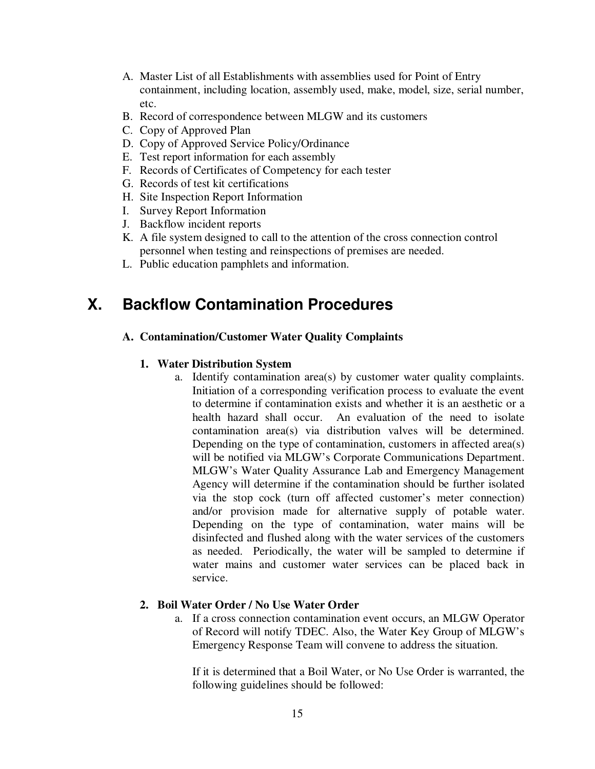A. Master List of all Establishments with assemblies used for Point of Entry containment, including location, assembly used, make, model, size, serial number, etc.
B. Record of correspondence between MLGW and its customers
C. Copy of Approved Plan
D. Copy of Approved Service Policy/Ordinance
E. Test report information for each assembly
F. Records of Certificates of Competency for each tester
G. Records of test kit certifications
H. Site Inspection Report Information
I. Survey Report Information
J. Backflow incident reports
K. A file system designed to call to the attention of the cross connection control personnel when testing and reinspections of premises are needed.
L. Public education pamphlets and information.

## X. Backflow Contamination Procedures

### A. Contamination/Customer Water Quality Complaints

#### 1. Water Distribution System

a. Identify contamination area(s) by customer water quality complaints. Initiation of a corresponding verification process to evaluate the event to determine if contamination exists and whether it is an aesthetic or a health hazard shall occur. An evaluation of the need to isolate contamination area(s) via distribution valves will be determined. Depending on the type of contamination, customers in affected area(s) will be notified via MLGW's Corporate Communications Department. MLGW's Water Quality Assurance Lab and Emergency Management Agency will determine if the contamination should be further isolated via the stop cock (turn off affected customer's meter connection) and/or provision made for alternative supply of potable water. Depending on the type of contamination, water mains will be disinfected and flushed along with the water services of the customers as needed. Periodically, the water will be sampled to determine if water mains and customer water services can be placed back in service.

#### 2. Boil Water Order / No Use Water Order

a. If a cross connection contamination event occurs, an MLGW Operator of Record will notify TDEC. Also, the Water Key Group of MLGW's Emergency Response Team will convene to address the situation.

   If it is determined that a Boil Water, or No Use Order is warranted, the following guidelines should be followed: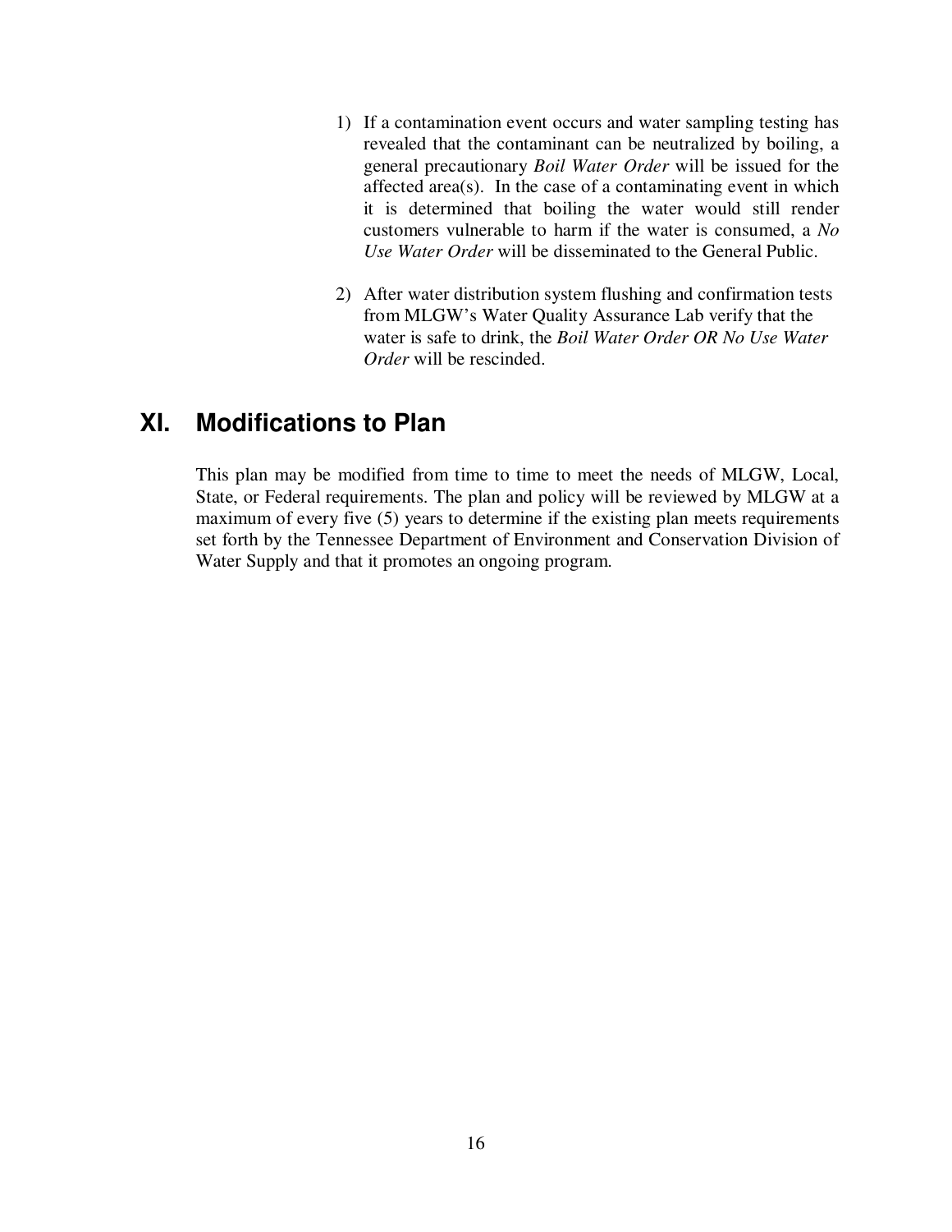1) If a contamination event occurs and water sampling testing has revealed that the contaminant can be neutralized by boiling, a general precautionary *Boil Water Order* will be issued for the affected area(s). In the case of a contaminating event in which it is determined that boiling the water would still render customers vulnerable to harm if the water is consumed, a *No Use Water Order* will be disseminated to the General Public.

2) After water distribution system flushing and confirmation tests from MLGW's Water Quality Assurance Lab verify that the water is safe to drink, the *Boil Water Order OR No Use Water Order* will be rescinded.

## XI. Modifications to Plan

This plan may be modified from time to time to meet the needs of MLGW, Local, State, or Federal requirements. The plan and policy will be reviewed by MLGW at a maximum of every five (5) years to determine if the existing plan meets requirements set forth by the Tennessee Department of Environment and Conservation Division of Water Supply and that it promotes an ongoing program.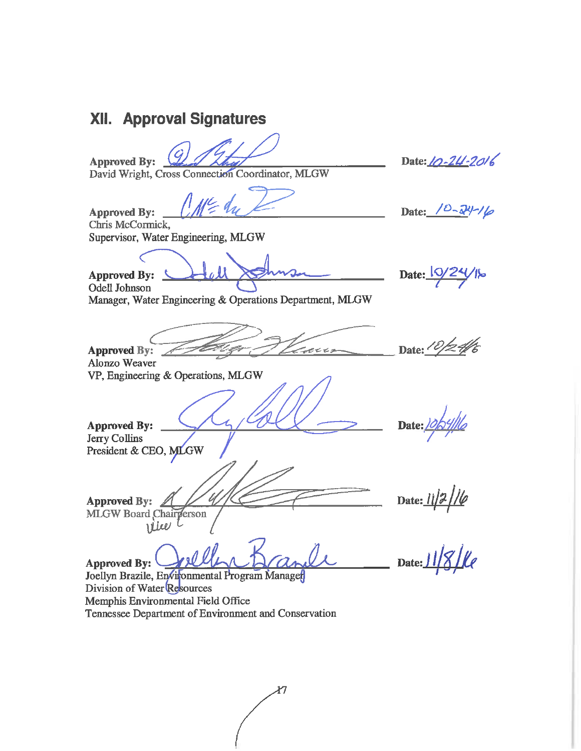## XII. Approval Signatures

**Approved By:** ______________________________ **Date:** 10-24-2016
David Wright, Cross Connection Coordinator, MLGW

**Approved By:** ______________________________ **Date:** 10-24-16
Chris McCormick,
Supervisor, Water Engineering, MLGW

**Approved By:** ______________________________ **Date:** 10/24/16
Odell Johnson
Manager, Water Engineering & Operations Department, MLGW

**Approved By:** ______________________________ **Date:** 10/24/16
Alonzo Weaver
VP, Engineering & Operations, MLGW

**Approved By:** ______________________________ **Date:** 10/24/16
Jerry Collins
President & CEO, MLGW

**Approved By:** ______________________________ **Date:** 11/2/16
MLGW Board Chairperson
Vice

**Approved By:** ______________________________ **Date:** 11/8/16
Joellyn Brazile, Environmental Program Manager
Division of Water Resources
Memphis Environmental Field Office
Tennessee Department of Environment and Conservation